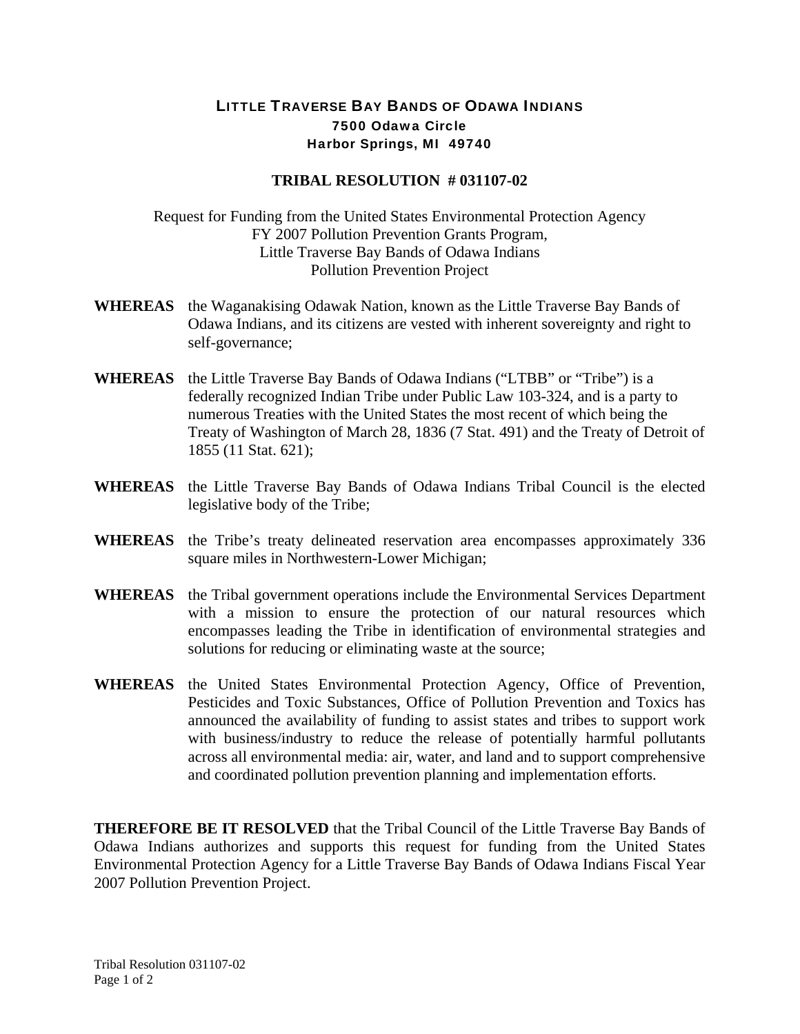# LITTLE TRAVERSE BAY BANDS OF ODAWA INDIANS

**7500 Odawa Circle**
**Harbor Springs, MI 49740**

## TRIBAL RESOLUTION # 031107-02

Request for Funding from the United States Environmental Protection Agency
FY 2007 Pollution Prevention Grants Program,
Little Traverse Bay Bands of Odawa Indians
Pollution Prevention Project

**WHEREAS** the Waganakising Odawak Nation, known as the Little Traverse Bay Bands of Odawa Indians, and its citizens are vested with inherent sovereignty and right to self-governance;

**WHEREAS** the Little Traverse Bay Bands of Odawa Indians ("LTBB" or "Tribe") is a federally recognized Indian Tribe under Public Law 103-324, and is a party to numerous Treaties with the United States the most recent of which being the Treaty of Washington of March 28, 1836 (7 Stat. 491) and the Treaty of Detroit of 1855 (11 Stat. 621);

**WHEREAS** the Little Traverse Bay Bands of Odawa Indians Tribal Council is the elected legislative body of the Tribe;

**WHEREAS** the Tribe's treaty delineated reservation area encompasses approximately 336 square miles in Northwestern-Lower Michigan;

**WHEREAS** the Tribal government operations include the Environmental Services Department with a mission to ensure the protection of our natural resources which encompasses leading the Tribe in identification of environmental strategies and solutions for reducing or eliminating waste at the source;

**WHEREAS** the United States Environmental Protection Agency, Office of Prevention, Pesticides and Toxic Substances, Office of Pollution Prevention and Toxics has announced the availability of funding to assist states and tribes to support work with business/industry to reduce the release of potentially harmful pollutants across all environmental media: air, water, and land and to support comprehensive and coordinated pollution prevention planning and implementation efforts.

**THEREFORE BE IT RESOLVED** that the Tribal Council of the Little Traverse Bay Bands of Odawa Indians authorizes and supports this request for funding from the United States Environmental Protection Agency for a Little Traverse Bay Bands of Odawa Indians Fiscal Year 2007 Pollution Prevention Project.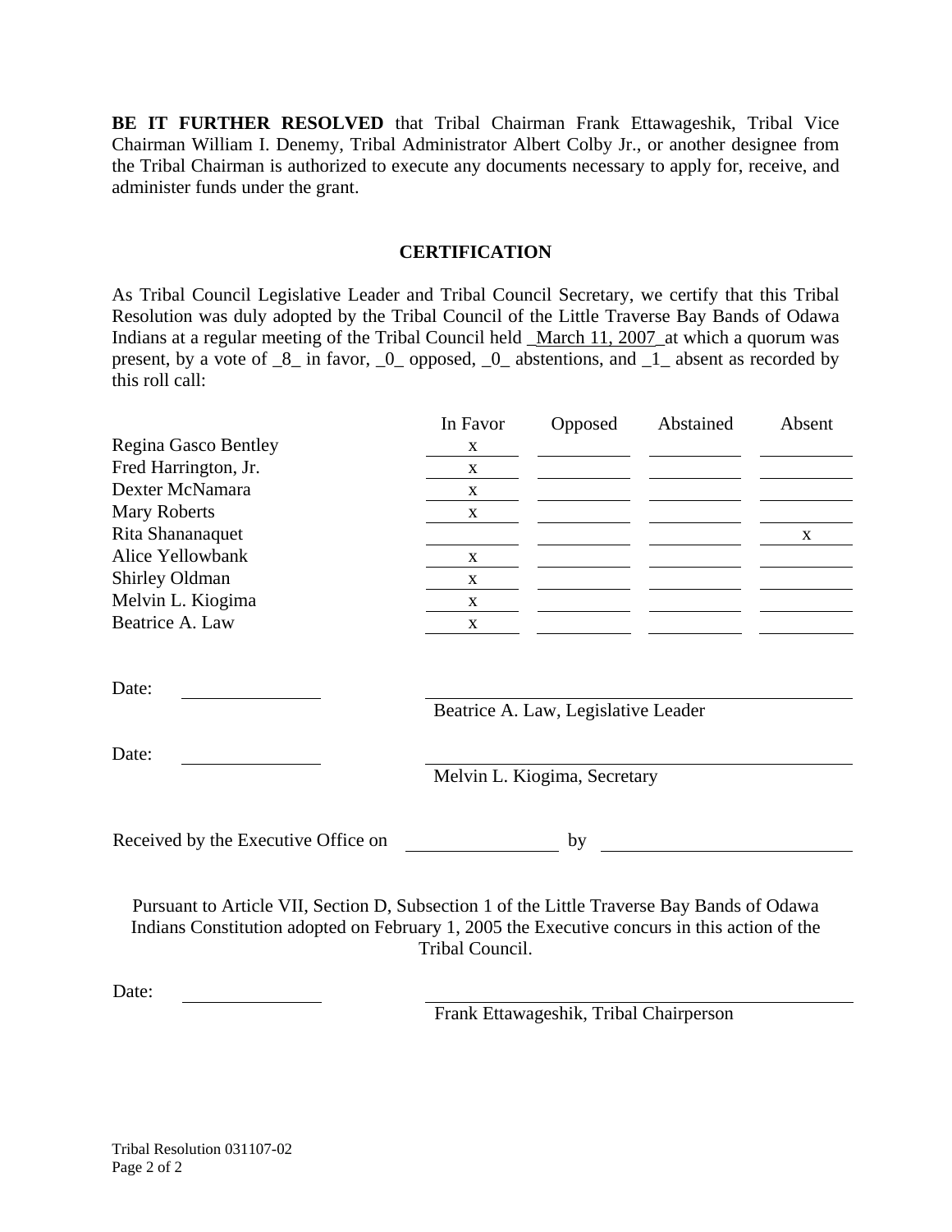**BE IT FURTHER RESOLVED** that Tribal Chairman Frank Ettawageshik, Tribal Vice Chairman William I. Denemy, Tribal Administrator Albert Colby Jr., or another designee from the Tribal Chairman is authorized to execute any documents necessary to apply for, receive, and administer funds under the grant.

## CERTIFICATION

As Tribal Council Legislative Leader and Tribal Council Secretary, we certify that this Tribal Resolution was duly adopted by the Tribal Council of the Little Traverse Bay Bands of Odawa Indians at a regular meeting of the Tribal Council held _March 11, 2007_ at which a quorum was present, by a vote of _8_ in favor, _0_ opposed, _0_ abstentions, and _1_ absent as recorded by this roll call:

| | In Favor | Opposed | Abstained | Absent |
|---|---|---|---|---|
| Regina Gasco Bentley | x | | | |
| Fred Harrington, Jr. | x | | | |
| Dexter McNamara | x | | | |
| Mary Roberts | x | | | |
| Rita Shananaquet | | | | x |
| Alice Yellowbank | x | | | |
| Shirley Oldman | x | | | |
| Melvin L. Kiogima | x | | | |
| Beatrice A. Law | x | | | |

Date: ______________ ______________________________
Beatrice A. Law, Legislative Leader

Date: ______________ ______________________________
Melvin L. Kiogima, Secretary

Received by the Executive Office on ______________ by ______________________

Pursuant to Article VII, Section D, Subsection 1 of the Little Traverse Bay Bands of Odawa Indians Constitution adopted on February 1, 2005 the Executive concurs in this action of the Tribal Council.

Date: ______________ ______________________________
Frank Ettawageshik, Tribal Chairperson

Tribal Resolution 031107-02